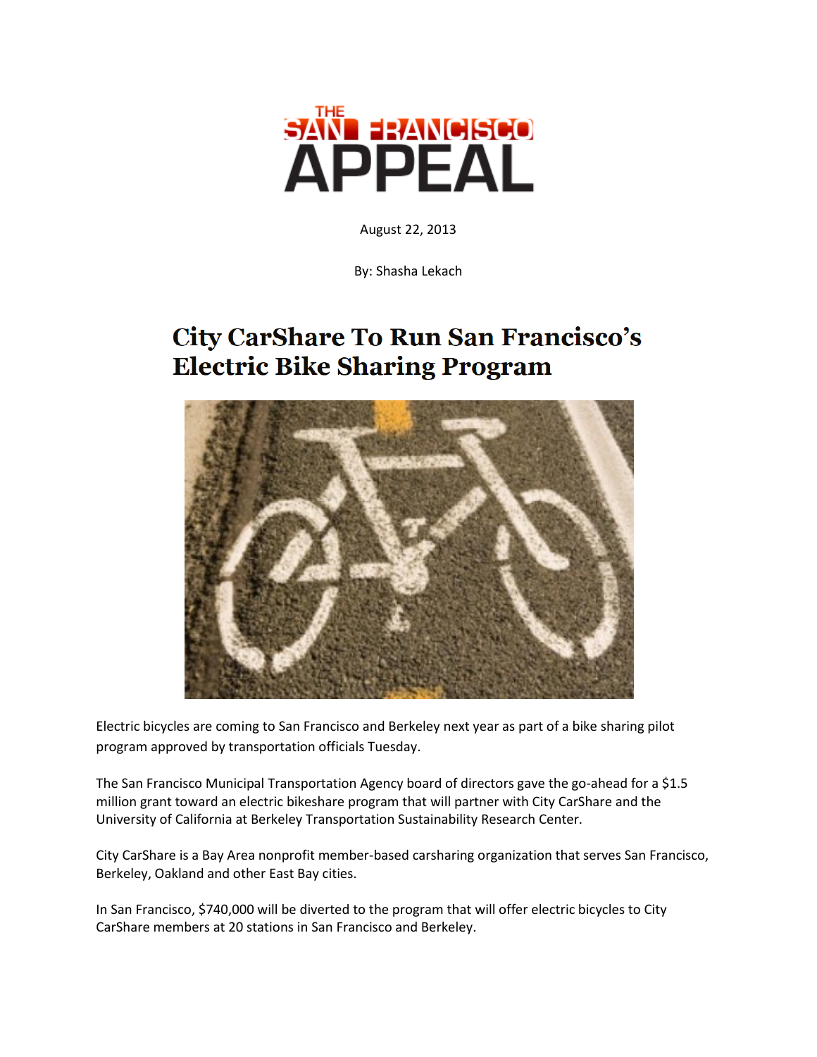THE SAN FRANCISCO APPEAL

August 22, 2013

By: Shasha Lekach

# City CarShare To Run San Francisco's Electric Bike Sharing Program

Electric bicycles are coming to San Francisco and Berkeley next year as part of a bike sharing pilot program approved by transportation officials Tuesday.

The San Francisco Municipal Transportation Agency board of directors gave the go-ahead for a $1.5 million grant toward an electric bikeshare program that will partner with City CarShare and the University of California at Berkeley Transportation Sustainability Research Center.

City CarShare is a Bay Area nonprofit member-based carsharing organization that serves San Francisco, Berkeley, Oakland and other East Bay cities.

In San Francisco, $740,000 will be diverted to the program that will offer electric bicycles to City CarShare members at 20 stations in San Francisco and Berkeley.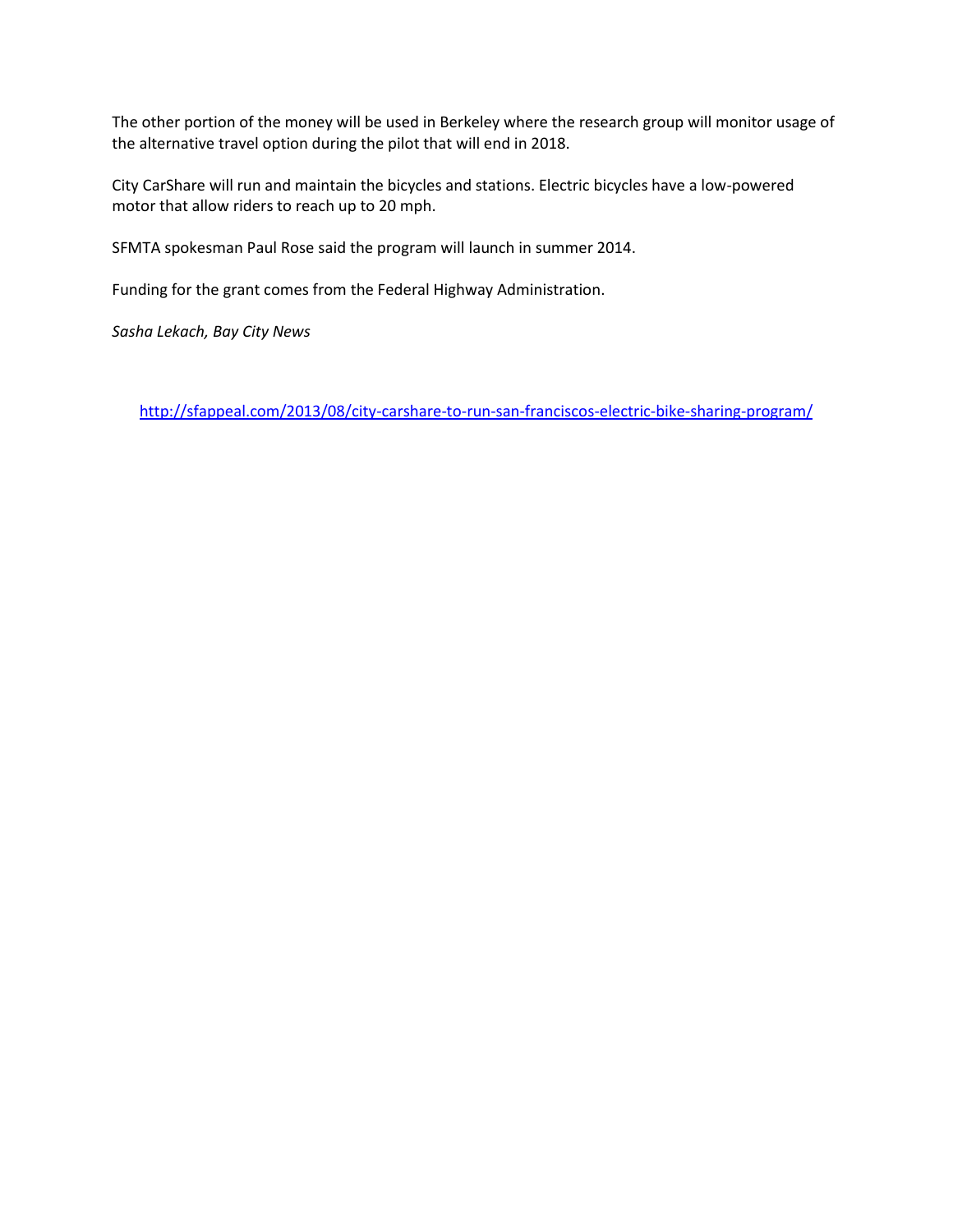The other portion of the money will be used in Berkeley where the research group will monitor usage of the alternative travel option during the pilot that will end in 2018.

City CarShare will run and maintain the bicycles and stations. Electric bicycles have a low-powered motor that allow riders to reach up to 20 mph.

SFMTA spokesman Paul Rose said the program will launch in summer 2014.

Funding for the grant comes from the Federal Highway Administration.

*Sasha Lekach, Bay City News*

http://sfappeal.com/2013/08/city-carshare-to-run-san-franciscos-electric-bike-sharing-program/